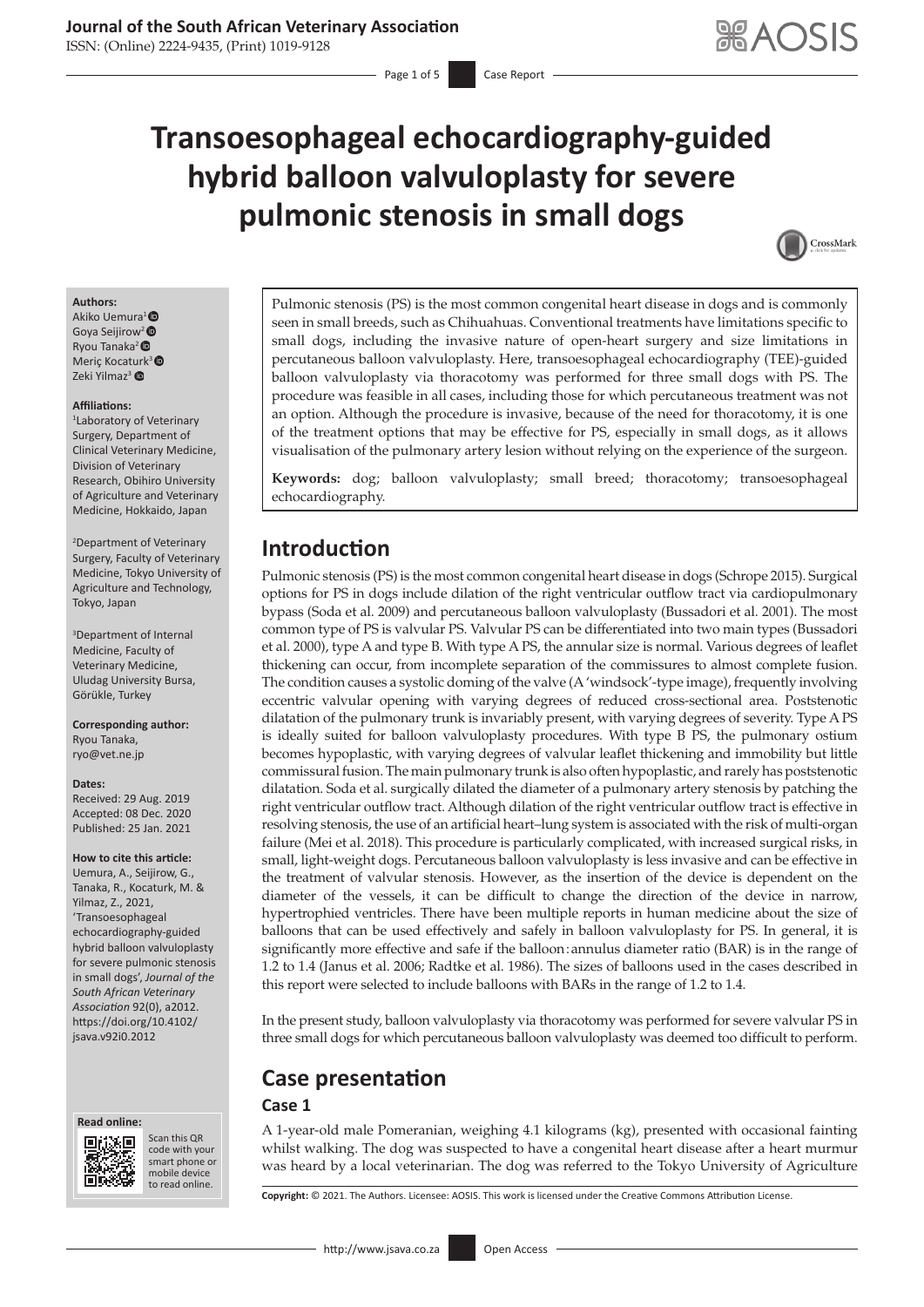# Transoesophageal echocardiography-guided hybrid balloon valvuloplasty for severe pulmonic stenosis in small dogs

**Authors:**
Akiko Uemura[1]
Goya Seijirow[2]
Ryou Tanaka[2]
Meriç Kocaturk[3]
Zeki Yilmaz[3]

**Affiliations:**
[1]Laboratory of Veterinary Surgery, Department of Clinical Veterinary Medicine, Division of Veterinary Research, Obihiro University of Agriculture and Veterinary Medicine, Hokkaido, Japan

[2]Department of Veterinary Surgery, Faculty of Veterinary Medicine, Tokyo University of Agriculture and Technology, Tokyo, Japan

[3]Department of Internal Medicine, Faculty of Veterinary Medicine, Uludag University Bursa, Görükle, Turkey

**Corresponding author:**
Ryou Tanaka,
ryo@vet.ne.jp

**Dates:**
Received: 29 Aug. 2019
Accepted: 08 Dec. 2020
Published: 25 Jan. 2021

**How to cite this article:**
Uemura, A., Seijirow, G., Tanaka, R., Kocaturk, M. & Yilmaz, Z., 2021, 'Transoesophageal echocardiography-guided hybrid balloon valvuloplasty for severe pulmonic stenosis in small dogs', *Journal of the South African Veterinary Association* 92(0), a2012. https://doi.org/10.4102/jsava.v92i0.2012

**Read online:**
Scan this QR code with your smart phone or mobile device to read online.

Pulmonic stenosis (PS) is the most common congenital heart disease in dogs and is commonly seen in small breeds, such as Chihuahuas. Conventional treatments have limitations specific to small dogs, including the invasive nature of open-heart surgery and size limitations in percutaneous balloon valvuloplasty. Here, transoesophageal echocardiography (TEE)-guided balloon valvuloplasty via thoracotomy was performed for three small dogs with PS. The procedure was feasible in all cases, including those for which percutaneous treatment was not an option. Although the procedure is invasive, because of the need for thoracotomy, it is one of the treatment options that may be effective for PS, especially in small dogs, as it allows visualisation of the pulmonary artery lesion without relying on the experience of the surgeon.

**Keywords:** dog; balloon valvuloplasty; small breed; thoracotomy; transoesophageal echocardiography.

## Introduction

Pulmonic stenosis (PS) is the most common congenital heart disease in dogs (Schrope 2015). Surgical options for PS in dogs include dilation of the right ventricular outflow tract via cardiopulmonary bypass (Soda et al. 2009) and percutaneous balloon valvuloplasty (Bussadori et al. 2001). The most common type of PS is valvular PS. Valvular PS can be differentiated into two main types (Bussadori et al. 2000), type A and type B. With type A PS, the annular size is normal. Various degrees of leaflet thickening can occur, from incomplete separation of the commissures to almost complete fusion. The condition causes a systolic doming of the valve (A 'windsock'-type image), frequently involving eccentric valvular opening with varying degrees of reduced cross-sectional area. Poststenotic dilatation of the pulmonary trunk is invariably present, with varying degrees of severity. Type A PS is ideally suited for balloon valvuloplasty procedures. With type B PS, the pulmonary ostium becomes hypoplastic, with varying degrees of valvular leaflet thickening and immobility but little commissural fusion. The main pulmonary trunk is also often hypoplastic, and rarely has poststenotic dilatation. Soda et al. surgically dilated the diameter of a pulmonary artery stenosis by patching the right ventricular outflow tract. Although dilation of the right ventricular outflow tract is effective in resolving stenosis, the use of an artificial heart–lung system is associated with the risk of multi-organ failure (Mei et al. 2018). This procedure is particularly complicated, with increased surgical risks, in small, light-weight dogs. Percutaneous balloon valvuloplasty is less invasive and can be effective in the treatment of valvular stenosis. However, as the insertion of the device is dependent on the diameter of the vessels, it can be difficult to change the direction of the device in narrow, hypertrophied ventricles. There have been multiple reports in human medicine about the size of balloons that can be used effectively and safely in balloon valvuloplasty for PS. In general, it is significantly more effective and safe if the balloon : annulus diameter ratio (BAR) is in the range of 1.2 to 1.4 (Janus et al. 2006; Radtke et al. 1986). The sizes of balloons used in the cases described in this report were selected to include balloons with BARs in the range of 1.2 to 1.4.

In the present study, balloon valvuloplasty via thoracotomy was performed for severe valvular PS in three small dogs for which percutaneous balloon valvuloplasty was deemed too difficult to perform.

## Case presentation

### Case 1

A 1-year-old male Pomeranian, weighing 4.1 kilograms (kg), presented with occasional fainting whilst walking. The dog was suspected to have a congenital heart disease after a heart murmur was heard by a local veterinarian. The dog was referred to the Tokyo University of Agriculture

**Copyright:** © 2021. The Authors. Licensee: AOSIS. This work is licensed under the Creative Commons Attribution License.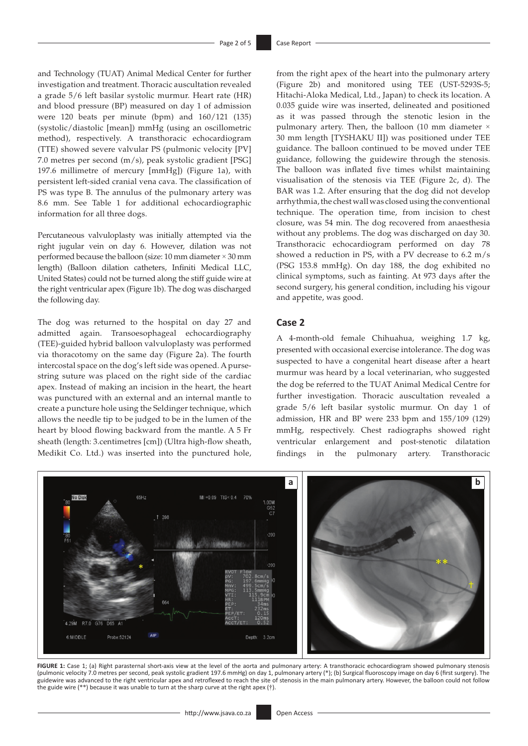and Technology (TUAT) Animal Medical Center for further investigation and treatment. Thoracic auscultation revealed a grade 5/6 left basilar systolic murmur. Heart rate (HR) and blood pressure (BP) measured on day 1 of admission were 120 beats per minute (bpm) and 160/121 (135) (systolic/diastolic [mean]) mmHg (using an oscillometric method), respectively. A transthoracic echocardiogram (TTE) showed severe valvular PS (pulmonic velocity [PV] 7.0 metres per second (m/s), peak systolic gradient [PSG] 197.6 millimetre of mercury [mmHg]) (Figure 1a), with persistent left-sided cranial vena cava. The classification of PS was type B. The annulus of the pulmonary artery was 8.6 mm. See Table 1 for additional echocardiographic information for all three dogs.

Percutaneous valvuloplasty was initially attempted via the right jugular vein on day 6. However, dilation was not performed because the balloon (size: 10 mm diameter × 30 mm length) (Balloon dilation catheters, Infiniti Medical LLC, United States) could not be turned along the stiff guide wire at the right ventricular apex (Figure 1b). The dog was discharged the following day.

The dog was returned to the hospital on day 27 and admitted again. Transoesophageal echocardiography (TEE)-guided hybrid balloon valvuloplasty was performed via thoracotomy on the same day (Figure 2a). The fourth intercostal space on the dog's left side was opened. A purse-string suture was placed on the right side of the cardiac apex. Instead of making an incision in the heart, the heart was punctured with an external and an internal mantle to create a puncture hole using the Seldinger technique, which allows the needle tip to be judged to be in the lumen of the heart by blood flowing backward from the mantle. A 5 Fr sheath (length: 3.centimetres [cm]) (Ultra high-flow sheath, Medikit Co. Ltd.) was inserted into the punctured hole, from the right apex of the heart into the pulmonary artery (Figure 2b) and monitored using TEE (UST-5293S-5; Hitachi-Aloka Medical, Ltd., Japan) to check its location. A 0.035 guide wire was inserted, delineated and positioned as it was passed through the stenotic lesion in the pulmonary artery. Then, the balloon (10 mm diameter × 30 mm length [TYSHAKU II]) was positioned under TEE guidance. The balloon continued to be moved under TEE guidance, following the guidewire through the stenosis. The balloon was inflated five times whilst maintaining visualisation of the stenosis via TEE (Figure 2c, d). The BAR was 1.2. After ensuring that the dog did not develop arrhythmia, the chest wall was closed using the conventional technique. The operation time, from incision to chest closure, was 54 min. The dog recovered from anaesthesia without any problems. The dog was discharged on day 30. Transthoracic echocardiogram performed on day 78 showed a reduction in PS, with a PV decrease to 6.2 m/s (PSG 153.8 mmHg). On day 188, the dog exhibited no clinical symptoms, such as fainting. At 973 days after the second surgery, his general condition, including his vigour and appetite, was good.

## Case 2

A 4-month-old female Chihuahua, weighing 1.7 kg, presented with occasional exercise intolerance. The dog was suspected to have a congenital heart disease after a heart murmur was heard by a local veterinarian, who suggested the dog be referred to the TUAT Animal Medical Centre for further investigation. Thoracic auscultation revealed a grade 5/6 left basilar systolic murmur. On day 1 of admission, HR and BP were 233 bpm and 155/109 (129) mmHg, respectively. Chest radiographs showed right ventricular enlargement and post-stenotic dilatation findings in the pulmonary artery. Transthoracic

**FIGURE 1:** Case 1; (a) Right parasternal short-axis view at the level of the aorta and pulmonary artery: A transthoracic echocardiogram showed pulmonary stenosis (pulmonic velocity 7.0 metres per second, peak systolic gradient 197.6 mmHg) on day 1, pulmonary artery (*); (b) Surgical fluoroscopy image on day 6 (first surgery). The guidewire was advanced to the right ventricular apex and retroflexed to reach the site of stenosis in the main pulmonary artery. However, the balloon could not follow the guide wire (**) because it was unable to turn at the sharp curve at the right apex (†).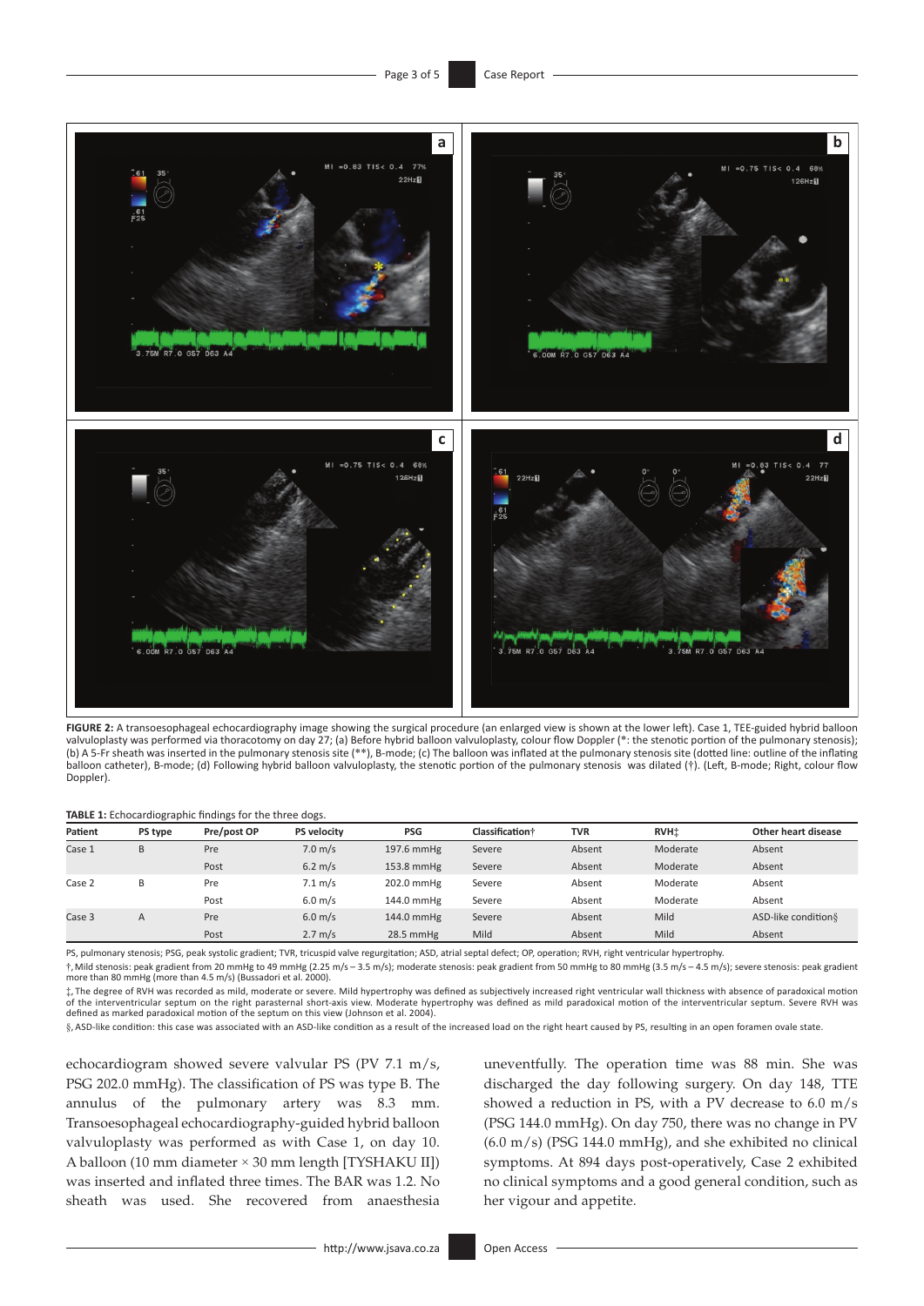**FIGURE 2:** A transoesophageal echocardiography image showing the surgical procedure (an enlarged view is shown at the lower left). Case 1, TEE-guided hybrid balloon valvuloplasty was performed via thoracotomy on day 27; (a) Before hybrid balloon valvuloplasty, colour flow Doppler (*: the stenotic portion of the pulmonary stenosis); (b) A 5-Fr sheath was inserted in the pulmonary stenosis site (**), B-mode; (c) The balloon was inflated at the pulmonary stenosis site (dotted line: outline of the inflating balloon catheter), B-mode; (d) Following hybrid balloon valvuloplasty, the stenotic portion of the pulmonary stenosis was dilated (†). (Left, B-mode; Right, colour flow Doppler).

**TABLE 1:** Echocardiographic findings for the three dogs.

| Patient | PS type | Pre/post OP | PS velocity | PSG | Classification† | TVR | RVH‡ | Other heart disease |
|---|---|---|---|---|---|---|---|---|
| Case 1 | B | Pre | 7.0 m/s | 197.6 mmHg | Severe | Absent | Moderate | Absent |
| | | Post | 6.2 m/s | 153.8 mmHg | Severe | Absent | Moderate | Absent |
| Case 2 | B | Pre | 7.1 m/s | 202.0 mmHg | Severe | Absent | Moderate | Absent |
| | | Post | 6.0 m/s | 144.0 mmHg | Severe | Absent | Moderate | Absent |
| Case 3 | A | Pre | 6.0 m/s | 144.0 mmHg | Severe | Absent | Mild | ASD-like condition§ |
| | | Post | 2.7 m/s | 28.5 mmHg | Mild | Absent | Mild | Absent |

PS, pulmonary stenosis; PSG, peak systolic gradient; TVR, tricuspid valve regurgitation; ASD, atrial septal defect; OP, operation; RVH, right ventricular hypertrophy.

†, Mild stenosis: peak gradient from 20 mmHg to 49 mmHg (2.25 m/s – 3.5 m/s); moderate stenosis: peak gradient from 50 mmHg to 80 mmHg (3.5 m/s – 4.5 m/s); severe stenosis: peak gradient more than 80 mmHg (more than 4.5 m/s) (Bussadori et al. 2000).

‡, The degree of RVH was recorded as mild, moderate or severe. Mild hypertrophy was defined as subjectively increased right ventricular wall thickness with absence of paradoxical motion of the interventricular septum on the right parasternal short-axis view. Moderate hypertrophy was defined as mild paradoxical motion of the interventricular septum. Severe RVH was defined as marked paradoxical motion of the septum on this view (Johnson et al. 2004).

§, ASD-like condition: this case was associated with an ASD-like condition as a result of the increased load on the right heart caused by PS, resulting in an open foramen ovale state.

echocardiogram showed severe valvular PS (PV 7.1 m/s, PSG 202.0 mmHg). The classification of PS was type B. The annulus of the pulmonary artery was 8.3 mm. Transoesophageal echocardiography-guided hybrid balloon valvuloplasty was performed as with Case 1, on day 10. A balloon (10 mm diameter × 30 mm length [TYSHAKU II]) was inserted and inflated three times. The BAR was 1.2. No sheath was used. She recovered from anaesthesia uneventfully. The operation time was 88 min. She was discharged the day following surgery. On day 148, TTE showed a reduction in PS, with a PV decrease to 6.0 m/s (PSG 144.0 mmHg). On day 750, there was no change in PV (6.0 m/s) (PSG 144.0 mmHg), and she exhibited no clinical symptoms. At 894 days post-operatively, Case 2 exhibited no clinical symptoms and a good general condition, such as her vigour and appetite.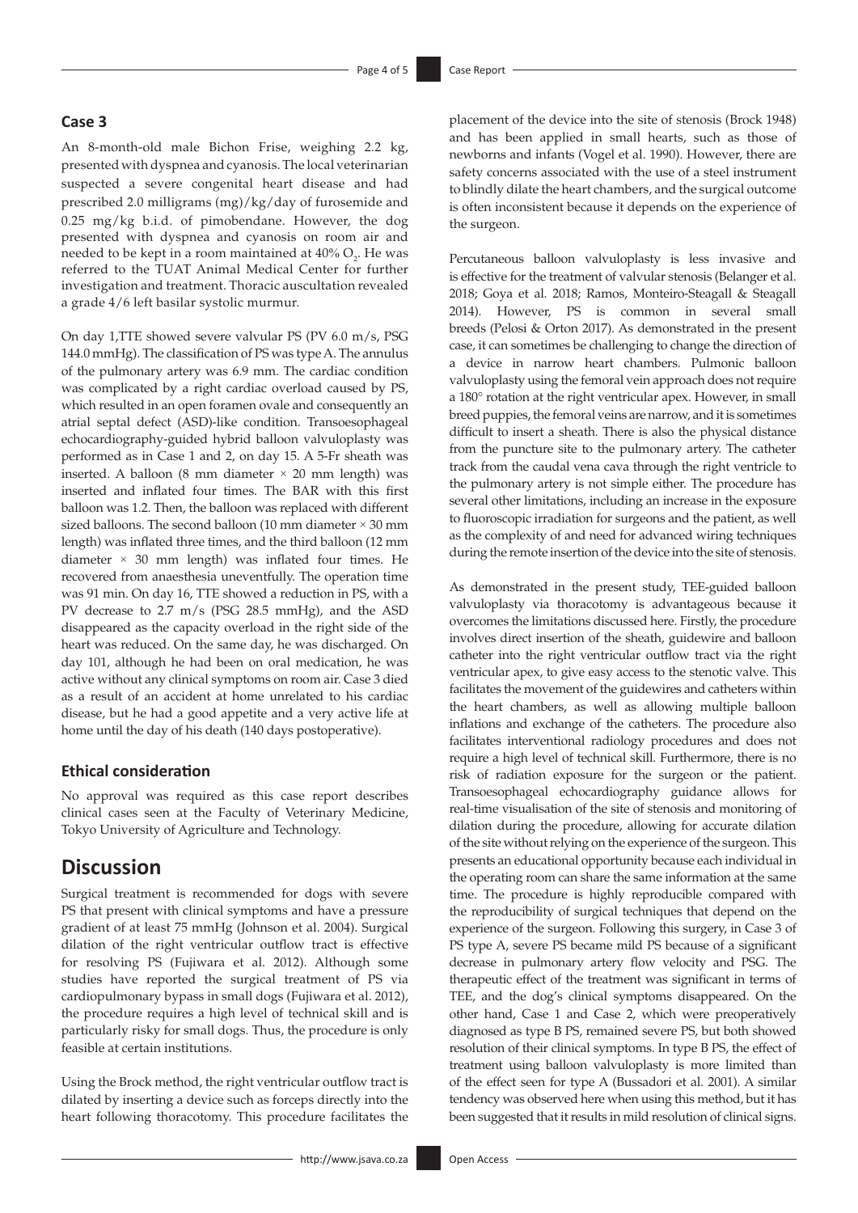### Case 3

An 8-month-old male Bichon Frise, weighing 2.2 kg, presented with dyspnea and cyanosis. The local veterinarian suspected a severe congenital heart disease and had prescribed 2.0 milligrams (mg)/kg/day of furosemide and 0.25 mg/kg b.i.d. of pimobendane. However, the dog presented with dyspnea and cyanosis on room air and needed to be kept in a room maintained at 40% $O_2$. He was referred to the TUAT Animal Medical Center for further investigation and treatment. Thoracic auscultation revealed a grade 4/6 left basilar systolic murmur.

On day 1,TTE showed severe valvular PS (PV 6.0 m/s, PSG 144.0 mmHg). The classification of PS was type A. The annulus of the pulmonary artery was 6.9 mm. The cardiac condition was complicated by a right cardiac overload caused by PS, which resulted in an open foramen ovale and consequently an atrial septal defect (ASD)-like condition. Transoesophageal echocardiography-guided hybrid balloon valvuloplasty was performed as in Case 1 and 2, on day 15. A 5-Fr sheath was inserted. A balloon (8 mm diameter × 20 mm length) was inserted and inflated four times. The BAR with this first balloon was 1.2. Then, the balloon was replaced with different sized balloons. The second balloon (10 mm diameter × 30 mm length) was inflated three times, and the third balloon (12 mm diameter × 30 mm length) was inflated four times. He recovered from anaesthesia uneventfully. The operation time was 91 min. On day 16, TTE showed a reduction in PS, with a PV decrease to 2.7 m/s (PSG 28.5 mmHg), and the ASD disappeared as the capacity overload in the right side of the heart was reduced. On the same day, he was discharged. On day 101, although he had been on oral medication, he was active without any clinical symptoms on room air. Case 3 died as a result of an accident at home unrelated to his cardiac disease, but he had a good appetite and a very active life at home until the day of his death (140 days postoperative).

### Ethical consideration

No approval was required as this case report describes clinical cases seen at the Faculty of Veterinary Medicine, Tokyo University of Agriculture and Technology.

## Discussion

Surgical treatment is recommended for dogs with severe PS that present with clinical symptoms and have a pressure gradient of at least 75 mmHg (Johnson et al. 2004). Surgical dilation of the right ventricular outflow tract is effective for resolving PS (Fujiwara et al. 2012). Although some studies have reported the surgical treatment of PS via cardiopulmonary bypass in small dogs (Fujiwara et al. 2012), the procedure requires a high level of technical skill and is particularly risky for small dogs. Thus, the procedure is only feasible at certain institutions.

Using the Brock method, the right ventricular outflow tract is dilated by inserting a device such as forceps directly into the heart following thoracotomy. This procedure facilitates the placement of the device into the site of stenosis (Brock 1948) and has been applied in small hearts, such as those of newborns and infants (Vogel et al. 1990). However, there are safety concerns associated with the use of a steel instrument to blindly dilate the heart chambers, and the surgical outcome is often inconsistent because it depends on the experience of the surgeon.

Percutaneous balloon valvuloplasty is less invasive and is effective for the treatment of valvular stenosis (Belanger et al. 2018; Goya et al. 2018; Ramos, Monteiro-Steagall & Steagall 2014). However, PS is common in several small breeds (Pelosi & Orton 2017). As demonstrated in the present case, it can sometimes be challenging to change the direction of a device in narrow heart chambers. Pulmonic balloon valvuloplasty using the femoral vein approach does not require a 180° rotation at the right ventricular apex. However, in small breed puppies, the femoral veins are narrow, and it is sometimes difficult to insert a sheath. There is also the physical distance from the puncture site to the pulmonary artery. The catheter track from the caudal vena cava through the right ventricle to the pulmonary artery is not simple either. The procedure has several other limitations, including an increase in the exposure to fluoroscopic irradiation for surgeons and the patient, as well as the complexity of and need for advanced wiring techniques during the remote insertion of the device into the site of stenosis.

As demonstrated in the present study, TEE-guided balloon valvuloplasty via thoracotomy is advantageous because it overcomes the limitations discussed here. Firstly, the procedure involves direct insertion of the sheath, guidewire and balloon catheter into the right ventricular outflow tract via the right ventricular apex, to give easy access to the stenotic valve. This facilitates the movement of the guidewires and catheters within the heart chambers, as well as allowing multiple balloon inflations and exchange of the catheters. The procedure also facilitates interventional radiology procedures and does not require a high level of technical skill. Furthermore, there is no risk of radiation exposure for the surgeon or the patient. Transoesophageal echocardiography guidance allows for real-time visualisation of the site of stenosis and monitoring of dilation during the procedure, allowing for accurate dilation of the site without relying on the experience of the surgeon. This presents an educational opportunity because each individual in the operating room can share the same information at the same time. The procedure is highly reproducible compared with the reproducibility of surgical techniques that depend on the experience of the surgeon. Following this surgery, in Case 3 of PS type A, severe PS became mild PS because of a significant decrease in pulmonary artery flow velocity and PSG. The therapeutic effect of the treatment was significant in terms of TEE, and the dog's clinical symptoms disappeared. On the other hand, Case 1 and Case 2, which were preoperatively diagnosed as type B PS, remained severe PS, but both showed resolution of their clinical symptoms. In type B PS, the effect of treatment using balloon valvuloplasty is more limited than of the effect seen for type A (Bussadori et al. 2001). A similar tendency was observed here when using this method, but it has been suggested that it results in mild resolution of clinical signs.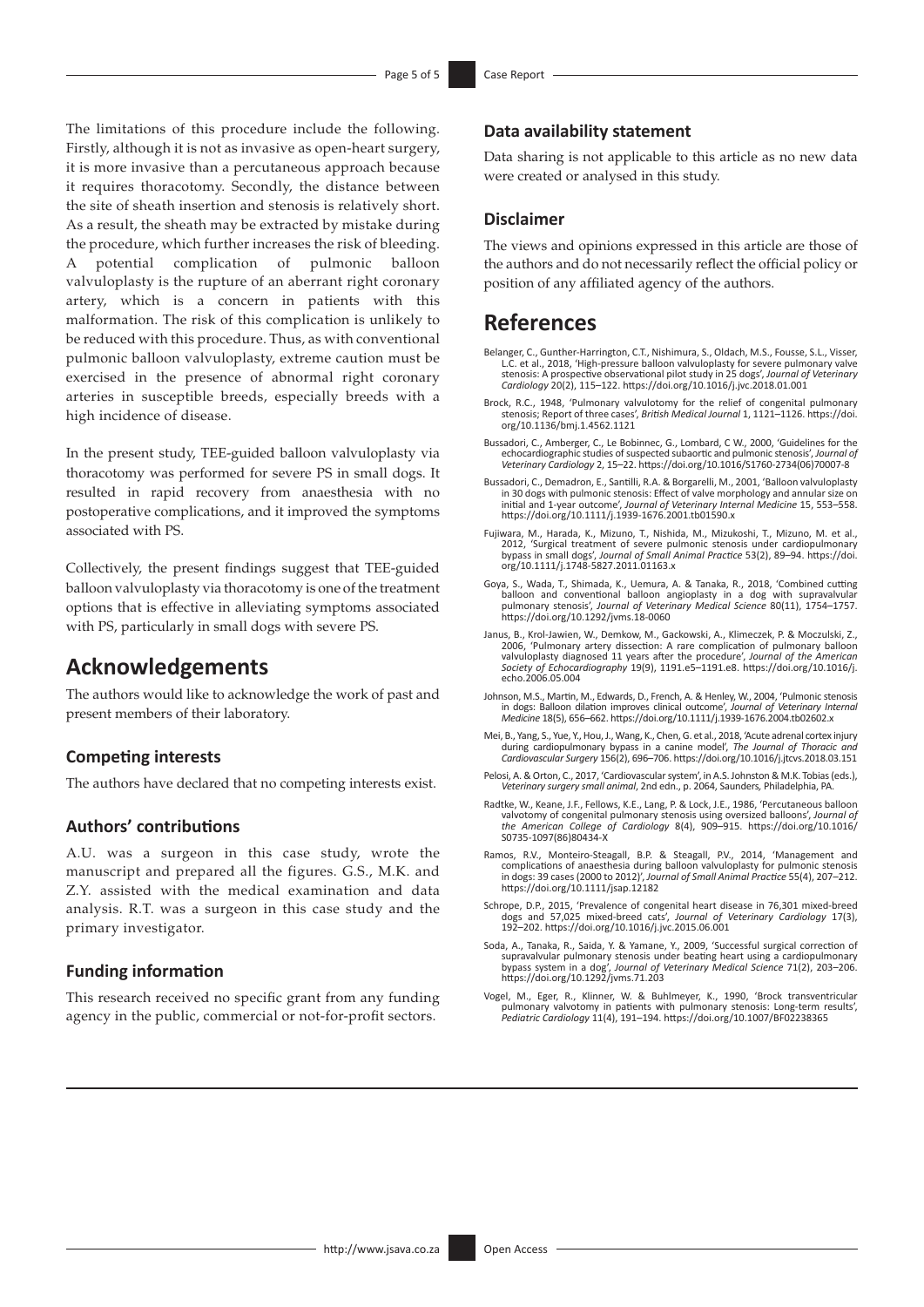The limitations of this procedure include the following. Firstly, although it is not as invasive as open-heart surgery, it is more invasive than a percutaneous approach because it requires thoracotomy. Secondly, the distance between the site of sheath insertion and stenosis is relatively short. As a result, the sheath may be extracted by mistake during the procedure, which further increases the risk of bleeding. A potential complication of pulmonic balloon valvuloplasty is the rupture of an aberrant right coronary artery, which is a concern in patients with this malformation. The risk of this complication is unlikely to be reduced with this procedure. Thus, as with conventional pulmonic balloon valvuloplasty, extreme caution must be exercised in the presence of abnormal right coronary arteries in susceptible breeds, especially breeds with a high incidence of disease.

In the present study, TEE-guided balloon valvuloplasty via thoracotomy was performed for severe PS in small dogs. It resulted in rapid recovery from anaesthesia with no postoperative complications, and it improved the symptoms associated with PS.

Collectively, the present findings suggest that TEE-guided balloon valvuloplasty via thoracotomy is one of the treatment options that is effective in alleviating symptoms associated with PS, particularly in small dogs with severe PS.

# Acknowledgements

The authors would like to acknowledge the work of past and present members of their laboratory.

### Competing interests

The authors have declared that no competing interests exist.

### Authors' contributions

A.U. was a surgeon in this case study, wrote the manuscript and prepared all the figures. G.S., M.K. and Z.Y. assisted with the medical examination and data analysis. R.T. was a surgeon in this case study and the primary investigator.

### Funding information

This research received no specific grant from any funding agency in the public, commercial or not-for-profit sectors.

### Data availability statement

Data sharing is not applicable to this article as no new data were created or analysed in this study.

### Disclaimer

The views and opinions expressed in this article are those of the authors and do not necessarily reflect the official policy or position of any affiliated agency of the authors.

# References

Belanger, C., Gunther-Harrington, C.T., Nishimura, S., Oldach, M.S., Fousse, S.L., Visser, L.C. et al., 2018, 'High-pressure balloon valvuloplasty for severe pulmonary valve stenosis: A prospective observational pilot study in 25 dogs', *Journal of Veterinary Cardiology* 20(2), 115–122. https://doi.org/10.1016/j.jvc.2018.01.001

Brock, R.C., 1948, 'Pulmonary valvulotomy for the relief of congenital pulmonary stenosis; Report of three cases', *British Medical Journal* 1, 1121–1126. https://doi.org/10.1136/bmj.1.4562.1121

Bussadori, C., Amberger, C., Le Bobinnec, G., Lombard, C W., 2000, 'Guidelines for the echocardiographic studies of suspected subaortic and pulmonic stenosis', *Journal of Veterinary Cardiology* 2, 15–22. https://doi.org/10.1016/S1760-2734(06)70007-8

Bussadori, C., Demadron, E., Santilli, R.A. & Borgarelli, M., 2001, 'Balloon valvuloplasty in 30 dogs with pulmonic stenosis: Effect of valve morphology and annular size on initial and 1-year outcome', *Journal of Veterinary Internal Medicine* 15, 553–558. https://doi.org/10.1111/j.1939-1676.2001.tb01590.x

Fujiwara, M., Harada, K., Mizuno, T., Nishida, M., Mizukoshi, T., Mizuno, M. et al., 2012, 'Surgical treatment of severe pulmonic stenosis under cardiopulmonary bypass in small dogs', *Journal of Small Animal Practice* 53(2), 89–94. https://doi.org/10.1111/j.1748-5827.2011.01163.x

Goya, S., Wada, T., Shimada, K., Uemura, A. & Tanaka, R., 2018, 'Combined cutting balloon and conventional balloon angioplasty in a dog with supravalvular pulmonary stenosis', *Journal of Veterinary Medical Science* 80(11), 1754–1757. https://doi.org/10.1292/jvms.18-0060

Janus, B., Krol-Jawien, W., Demkow, M., Gackowski, A., Klimeczek, P. & Moczulski, Z., 2006, 'Pulmonary artery dissection: A rare complication of pulmonary balloon valvuloplasty diagnosed 11 years after the procedure', *Journal of the American Society of Echocardiography* 19(9), 1191.e5–1191.e8. https://doi.org/10.1016/j.echo.2006.05.004

Johnson, M.S., Martin, M., Edwards, D., French, A. & Henley, W., 2004, 'Pulmonic stenosis in dogs: Balloon dilation improves clinical outcome', *Journal of Veterinary Internal Medicine* 18(5), 656–662. https://doi.org/10.1111/j.1939-1676.2004.tb02602.x

Mei, B., Yang, S., Yue, Y., Hou, J., Wang, K., Chen, G. et al., 2018, 'Acute adrenal cortex injury during cardiopulmonary bypass in a canine model', *The Journal of Thoracic and Cardiovascular Surgery* 156(2), 696–706. https://doi.org/10.1016/j.jtcvs.2018.03.151

Pelosi, A. & Orton, C., 2017, 'Cardiovascular system', in A.S. Johnston & M.K. Tobias (eds.), *Veterinary surgery small animal*, 2nd edn., p. 2064, Saunders, Philadelphia, PA.

Radtke, W., Keane, J.F., Fellows, K.E., Lang, P. & Lock, J.E., 1986, 'Percutaneous balloon valvotomy of congenital pulmonary stenosis using oversized balloons', *Journal of the American College of Cardiology* 8(4), 909–915. https://doi.org/10.1016/S0735-1097(86)80434-X

Ramos, R.V., Monteiro-Steagall, B.P. & Steagall, P.V., 2014, 'Management and complications of anaesthesia during balloon valvuloplasty for pulmonic stenosis in dogs: 39 cases (2000 to 2012)', *Journal of Small Animal Practice* 55(4), 207–212. https://doi.org/10.1111/jsap.12182

Schrope, D.P., 2015, 'Prevalence of congenital heart disease in 76,301 mixed-breed dogs and 57,025 mixed-breed cats', *Journal of Veterinary Cardiology* 17(3), 192–202. https://doi.org/10.1016/j.jvc.2015.06.001

Soda, A., Tanaka, R., Saida, Y. & Yamane, Y., 2009, 'Successful surgical correction of supravalvular pulmonary stenosis under beating heart using a cardiopulmonary bypass system in a dog', *Journal of Veterinary Medical Science* 71(2), 203–206. https://doi.org/10.1292/jvms.71.203

Vogel, M., Eger, R., Klinner, W. & Buhlmeyer, K., 1990, 'Brock transventricular pulmonary valvotomy in patients with pulmonary stenosis: Long-term results', *Pediatric Cardiology* 11(4), 191–194. https://doi.org/10.1007/BF02238365